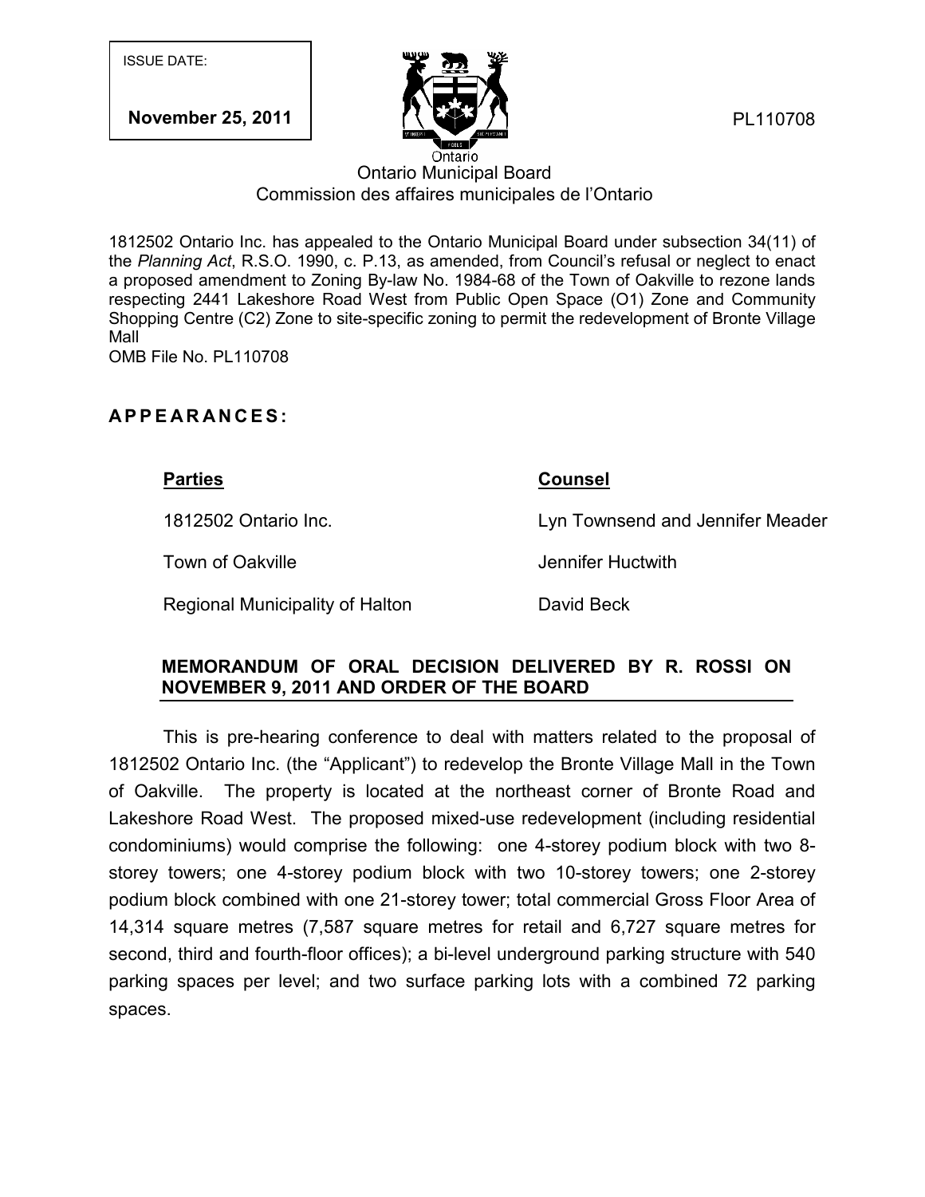ISSUE DATE:

**November 25, 2011**

PL110708

Ontario Municipal Board
Commission des affaires municipales de l'Ontario

1812502 Ontario Inc. has appealed to the Ontario Municipal Board under subsection 34(11) of the *Planning Act*, R.S.O. 1990, c. P.13, as amended, from Council's refusal or neglect to enact a proposed amendment to Zoning By-law No. 1984-68 of the Town of Oakville to rezone lands respecting 2441 Lakeshore Road West from Public Open Space (O1) Zone and Community Shopping Centre (C2) Zone to site-specific zoning to permit the redevelopment of Bronte Village Mall
OMB File No. PL110708

## A P P E A R A N C E S :

| **Parties** | **Counsel** |
|---|---|
| 1812502 Ontario Inc. | Lyn Townsend and Jennifer Meader |
| Town of Oakville | Jennifer Huctwith |
| Regional Municipality of Halton | David Beck |

### MEMORANDUM OF ORAL DECISION DELIVERED BY R. ROSSI ON NOVEMBER 9, 2011 AND ORDER OF THE BOARD

This is pre-hearing conference to deal with matters related to the proposal of 1812502 Ontario Inc. (the "Applicant") to redevelop the Bronte Village Mall in the Town of Oakville. The property is located at the northeast corner of Bronte Road and Lakeshore Road West. The proposed mixed-use redevelopment (including residential condominiums) would comprise the following: one 4-storey podium block with two 8-storey towers; one 4-storey podium block with two 10-storey towers; one 2-storey podium block combined with one 21-storey tower; total commercial Gross Floor Area of 14,314 square metres (7,587 square metres for retail and 6,727 square metres for second, third and fourth-floor offices); a bi-level underground parking structure with 540 parking spaces per level; and two surface parking lots with a combined 72 parking spaces.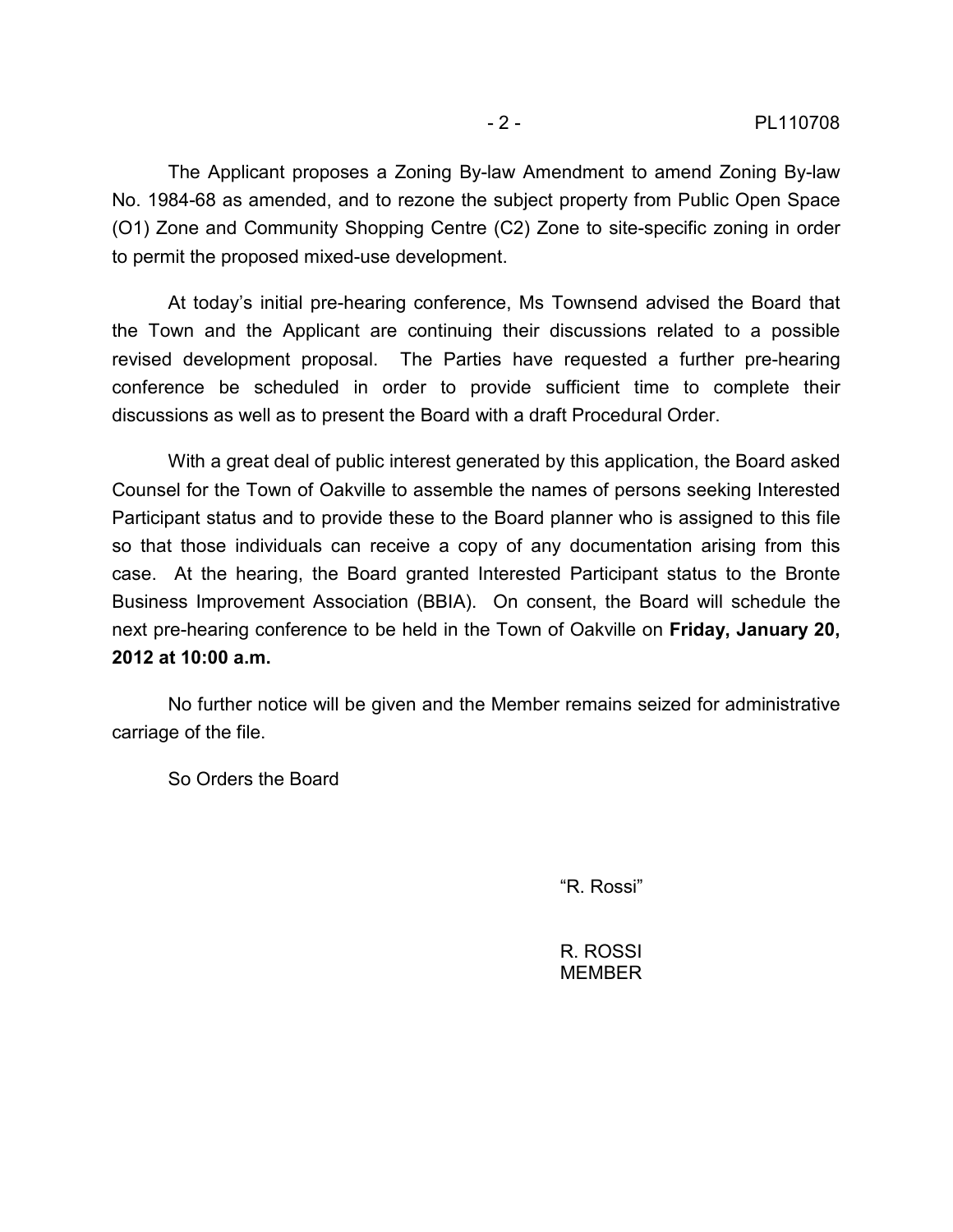The Applicant proposes a Zoning By-law Amendment to amend Zoning By-law No. 1984-68 as amended, and to rezone the subject property from Public Open Space (O1) Zone and Community Shopping Centre (C2) Zone to site-specific zoning in order to permit the proposed mixed-use development.

At today's initial pre-hearing conference, Ms Townsend advised the Board that the Town and the Applicant are continuing their discussions related to a possible revised development proposal. The Parties have requested a further pre-hearing conference be scheduled in order to provide sufficient time to complete their discussions as well as to present the Board with a draft Procedural Order.

With a great deal of public interest generated by this application, the Board asked Counsel for the Town of Oakville to assemble the names of persons seeking Interested Participant status and to provide these to the Board planner who is assigned to this file so that those individuals can receive a copy of any documentation arising from this case. At the hearing, the Board granted Interested Participant status to the Bronte Business Improvement Association (BBIA). On consent, the Board will schedule the next pre-hearing conference to be held in the Town of Oakville on **Friday, January 20, 2012 at 10:00 a.m.**

No further notice will be given and the Member remains seized for administrative carriage of the file.

So Orders the Board

"R. Rossi"

R. ROSSI
MEMBER